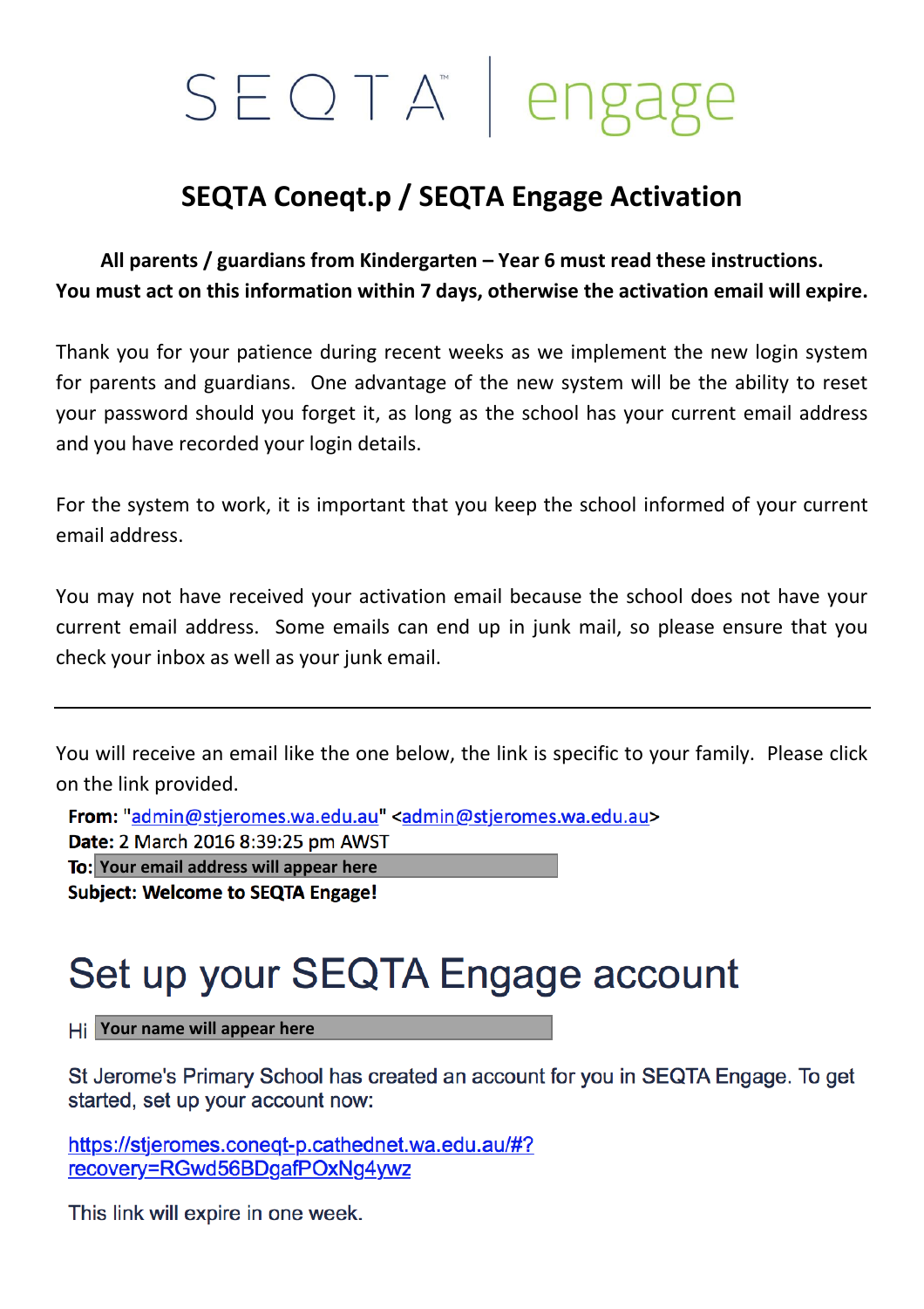SEQTA™ | engage

# SEQTA Coneqt.p / SEQTA Engage Activation

**All parents / guardians from Kindergarten – Year 6 must read these instructions.**
**You must act on this information within 7 days, otherwise the activation email will expire.**

Thank you for your patience during recent weeks as we implement the new login system for parents and guardians. One advantage of the new system will be the ability to reset your password should you forget it, as long as the school has your current email address and you have recorded your login details.

For the system to work, it is important that you keep the school informed of your current email address.

You may not have received your activation email because the school does not have your current email address. Some emails can end up in junk mail, so please ensure that you check your inbox as well as your junk email.

---

You will receive an email like the one below, the link is specific to your family. Please click on the link provided.

**From:** "admin@stjeromes.wa.edu.au" <admin@stjeromes.wa.edu.au>
**Date:** 2 March 2016 8:39:25 pm AWST
**To:** Your email address will appear here
**Subject: Welcome to SEQTA Engage!**

## Set up your SEQTA Engage account

Hi Your name will appear here

St Jerome's Primary School has created an account for you in SEQTA Engage. To get started, set up your account now:

https://stjeromes.coneqt-p.cathednet.wa.edu.au/#?recovery=RGwd56BDgafPOxNg4ywz

This link will expire in one week.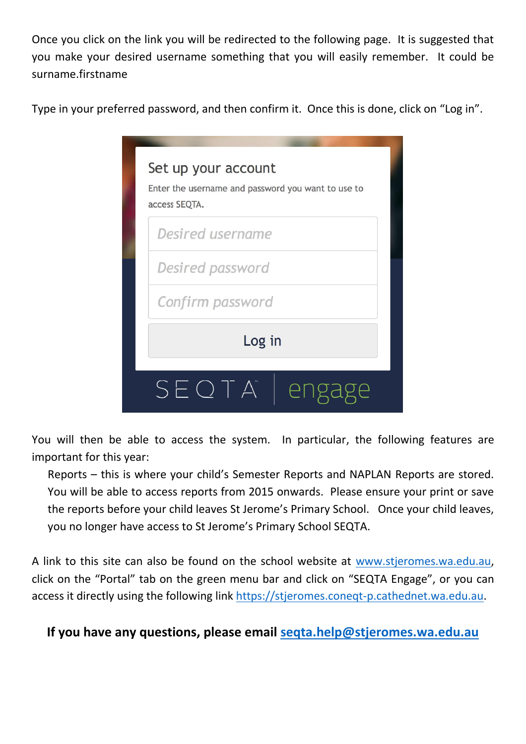Once you click on the link you will be redirected to the following page. It is suggested that you make your desired username something that you will easily remember. It could be surname.firstname

Type in your preferred password, and then confirm it. Once this is done, click on "Log in".

Set up your account

Enter the username and password you want to use to access SEQTA.

Desired username

Desired password

Confirm password

Log in

SEQTA engage

You will then be able to access the system. In particular, the following features are important for this year:

Reports – this is where your child's Semester Reports and NAPLAN Reports are stored. You will be able to access reports from 2015 onwards. Please ensure your print or save the reports before your child leaves St Jerome's Primary School. Once your child leaves, you no longer have access to St Jerome's Primary School SEQTA.

A link to this site can also be found on the school website at www.stjeromes.wa.edu.au, click on the "Portal" tab on the green menu bar and click on "SEQTA Engage", or you can access it directly using the following link https://stjeromes.coneqt-p.cathednet.wa.edu.au.

**If you have any questions, please email seqta.help@stjeromes.wa.edu.au**